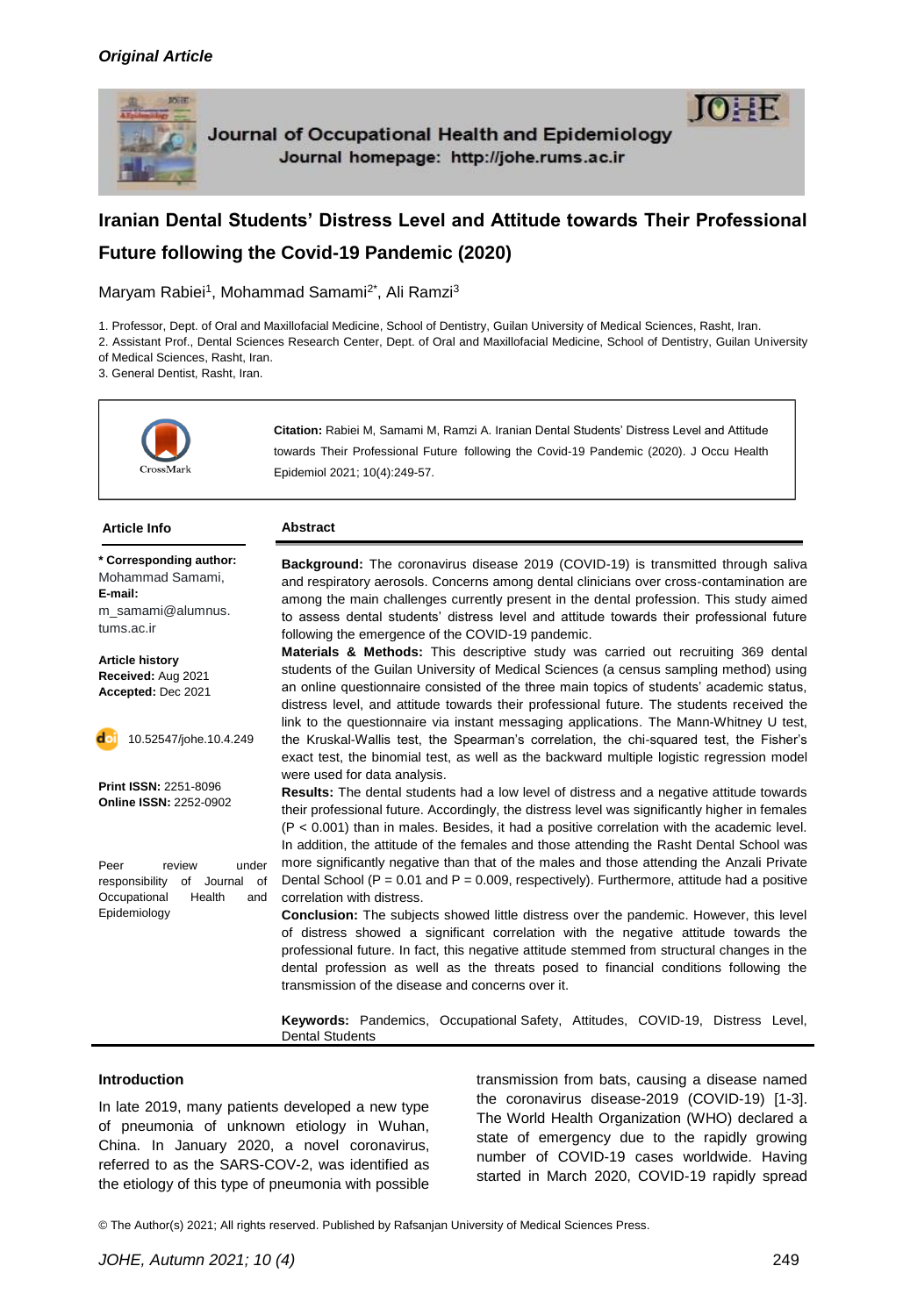*Original Article*

Journal of Occupational Health and Epidemiology
Journal homepage: http://johe.rums.ac.ir

# Iranian Dental Students' Distress Level and Attitude towards Their Professional Future following the Covid-19 Pandemic (2020)

Maryam Rabiei[1], Mohammad Samami[2*], Ali Ramzi[3]

1. Professor, Dept. of Oral and Maxillofacial Medicine, School of Dentistry, Guilan University of Medical Sciences, Rasht, Iran.
2. Assistant Prof., Dental Sciences Research Center, Dept. of Oral and Maxillofacial Medicine, School of Dentistry, Guilan University of Medical Sciences, Rasht, Iran.
3. General Dentist, Rasht, Iran.

**Citation:** Rabiei M, Samami M, Ramzi A. Iranian Dental Students' Distress Level and Attitude towards Their Professional Future following the Covid-19 Pandemic (2020). J Occu Health Epidemiol 2021; 10(4):249-57.

**Article Info**

**\* Corresponding author:** Mohammad Samami,
**E-mail:** m_samami@alumnus.tums.ac.ir

**Article history**
**Received:** Aug 2021
**Accepted:** Dec 2021

10.52547/johe.10.4.249

**Print ISSN:** 2251-8096
**Online ISSN:** 2252-0902

Peer review under responsibility of Journal of Occupational Health and Epidemiology

## Abstract

**Background:** The coronavirus disease 2019 (COVID-19) is transmitted through saliva and respiratory aerosols. Concerns among dental clinicians over cross-contamination are among the main challenges currently present in the dental profession. This study aimed to assess dental students' distress level and attitude towards their professional future following the emergence of the COVID-19 pandemic.

**Materials & Methods:** This descriptive study was carried out recruiting 369 dental students of the Guilan University of Medical Sciences (a census sampling method) using an online questionnaire consisted of the three main topics of students' academic status, distress level, and attitude towards their professional future. The students received the link to the questionnaire via instant messaging applications. The Mann-Whitney U test, the Kruskal-Wallis test, the Spearman's correlation, the chi-squared test, the Fisher's exact test, the binomial test, as well as the backward multiple logistic regression model were used for data analysis.

**Results:** The dental students had a low level of distress and a negative attitude towards their professional future. Accordingly, the distress level was significantly higher in females ($P < 0.001$) than in males. Besides, it had a positive correlation with the academic level. In addition, the attitude of the females and those attending the Rasht Dental School was more significantly negative than that of the males and those attending the Anzali Private Dental School ($P = 0.01$ and $P = 0.009$, respectively). Furthermore, attitude had a positive correlation with distress.

**Conclusion:** The subjects showed little distress over the pandemic. However, this level of distress showed a significant correlation with the negative attitude towards the professional future. In fact, this negative attitude stemmed from structural changes in the dental profession as well as the threats posed to financial conditions following the transmission of the disease and concerns over it.

**Keywords:** Pandemics, Occupational Safety, Attitudes, COVID-19, Distress Level, Dental Students

## Introduction

In late 2019, many patients developed a new type of pneumonia of unknown etiology in Wuhan, China. In January 2020, a novel coronavirus, referred to as the SARS-COV-2, was identified as the etiology of this type of pneumonia with possible transmission from bats, causing a disease named the coronavirus disease-2019 (COVID-19) [1-3]. The World Health Organization (WHO) declared a state of emergency due to the rapidly growing number of COVID-19 cases worldwide. Having started in March 2020, COVID-19 rapidly spread

© The Author(s) 2021; All rights reserved. Published by Rafsanjan University of Medical Sciences Press.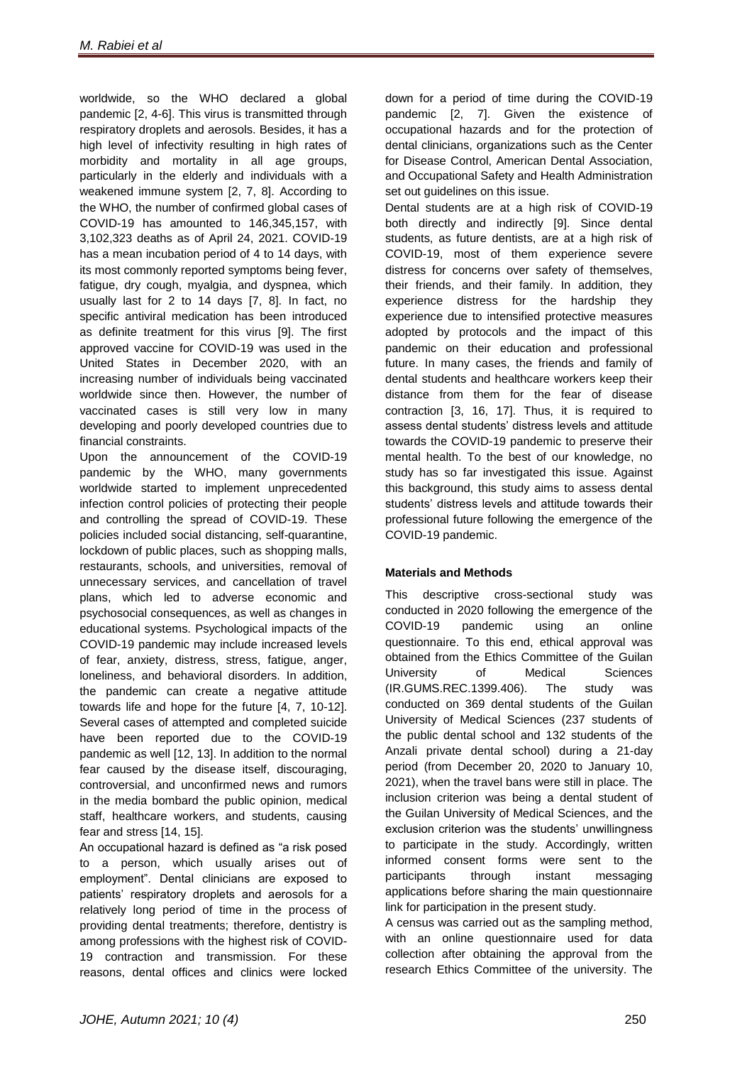worldwide, so the WHO declared a global pandemic [2, 4-6]. This virus is transmitted through respiratory droplets and aerosols. Besides, it has a high level of infectivity resulting in high rates of morbidity and mortality in all age groups, particularly in the elderly and individuals with a weakened immune system [2, 7, 8]. According to the WHO, the number of confirmed global cases of COVID-19 has amounted to 146,345,157, with 3,102,323 deaths as of April 24, 2021. COVID-19 has a mean incubation period of 4 to 14 days, with its most commonly reported symptoms being fever, fatigue, dry cough, myalgia, and dyspnea, which usually last for 2 to 14 days [7, 8]. In fact, no specific antiviral medication has been introduced as definite treatment for this virus [9]. The first approved vaccine for COVID-19 was used in the United States in December 2020, with an increasing number of individuals being vaccinated worldwide since then. However, the number of vaccinated cases is still very low in many developing and poorly developed countries due to financial constraints.

Upon the announcement of the COVID-19 pandemic by the WHO, many governments worldwide started to implement unprecedented infection control policies of protecting their people and controlling the spread of COVID-19. These policies included social distancing, self-quarantine, lockdown of public places, such as shopping malls, restaurants, schools, and universities, removal of unnecessary services, and cancellation of travel plans, which led to adverse economic and psychosocial consequences, as well as changes in educational systems. Psychological impacts of the COVID-19 pandemic may include increased levels of fear, anxiety, distress, stress, fatigue, anger, loneliness, and behavioral disorders. In addition, the pandemic can create a negative attitude towards life and hope for the future [4, 7, 10-12]. Several cases of attempted and completed suicide have been reported due to the COVID-19 pandemic as well [12, 13]. In addition to the normal fear caused by the disease itself, discouraging, controversial, and unconfirmed news and rumors in the media bombard the public opinion, medical staff, healthcare workers, and students, causing fear and stress [14, 15].

An occupational hazard is defined as "a risk posed to a person, which usually arises out of employment". Dental clinicians are exposed to patients' respiratory droplets and aerosols for a relatively long period of time in the process of providing dental treatments; therefore, dentistry is among professions with the highest risk of COVID-19 contraction and transmission. For these reasons, dental offices and clinics were locked down for a period of time during the COVID-19 pandemic [2, 7]. Given the existence of occupational hazards and for the protection of dental clinicians, organizations such as the Center for Disease Control, American Dental Association, and Occupational Safety and Health Administration set out guidelines on this issue.

Dental students are at a high risk of COVID-19 both directly and indirectly [9]. Since dental students, as future dentists, are at a high risk of COVID-19, most of them experience severe distress for concerns over safety of themselves, their friends, and their family. In addition, they experience distress for the hardship they experience due to intensified protective measures adopted by protocols and the impact of this pandemic on their education and professional future. In many cases, the friends and family of dental students and healthcare workers keep their distance from them for the fear of disease contraction [3, 16, 17]. Thus, it is required to assess dental students' distress levels and attitude towards the COVID-19 pandemic to preserve their mental health. To the best of our knowledge, no study has so far investigated this issue. Against this background, this study aims to assess dental students' distress levels and attitude towards their professional future following the emergence of the COVID-19 pandemic.

**Materials and Methods**

This descriptive cross-sectional study was conducted in 2020 following the emergence of the COVID-19 pandemic using an online questionnaire. To this end, ethical approval was obtained from the Ethics Committee of the Guilan University of Medical Sciences (IR.GUMS.REC.1399.406). The study was conducted on 369 dental students of the Guilan University of Medical Sciences (237 students of the public dental school and 132 students of the Anzali private dental school) during a 21-day period (from December 20, 2020 to January 10, 2021), when the travel bans were still in place. The inclusion criterion was being a dental student of the Guilan University of Medical Sciences, and the exclusion criterion was the students' unwillingness to participate in the study. Accordingly, written informed consent forms were sent to the participants through instant messaging applications before sharing the main questionnaire link for participation in the present study.

A census was carried out as the sampling method, with an online questionnaire used for data collection after obtaining the approval from the research Ethics Committee of the university. The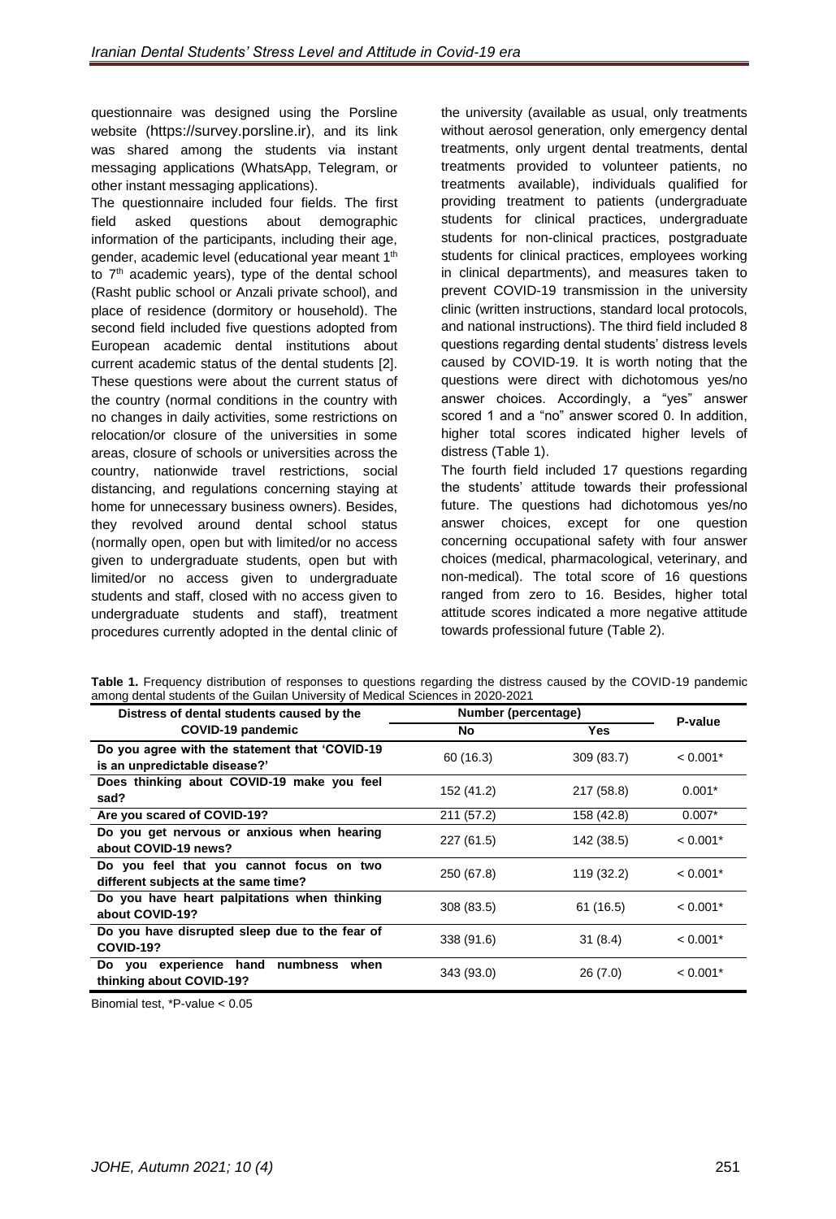questionnaire was designed using the Porsline website (https://survey.porsline.ir), and its link was shared among the students via instant messaging applications (WhatsApp, Telegram, or other instant messaging applications).

The questionnaire included four fields. The first field asked questions about demographic information of the participants, including their age, gender, academic level (educational year meant 1th to 7th academic years), type of the dental school (Rasht public school or Anzali private school), and place of residence (dormitory or household). The second field included five questions adopted from European academic dental institutions about current academic status of the dental students [2]. These questions were about the current status of the country (normal conditions in the country with no changes in daily activities, some restrictions on relocation/or closure of the universities in some areas, closure of schools or universities across the country, nationwide travel restrictions, social distancing, and regulations concerning staying at home for unnecessary business owners). Besides, they revolved around dental school status (normally open, open but with limited/or no access given to undergraduate students, open but with limited/or no access given to undergraduate students and staff, closed with no access given to undergraduate students and staff), treatment procedures currently adopted in the dental clinic of the university (available as usual, only treatments without aerosol generation, only emergency dental treatments, only urgent dental treatments, dental treatments provided to volunteer patients, no treatments available), individuals qualified for providing treatment to patients (undergraduate students for clinical practices, undergraduate students for non-clinical practices, postgraduate students for clinical practices, employees working in clinical departments), and measures taken to prevent COVID-19 transmission in the university clinic (written instructions, standard local protocols, and national instructions). The third field included 8 questions regarding dental students' distress levels caused by COVID-19. It is worth noting that the questions were direct with dichotomous yes/no answer choices. Accordingly, a "yes" answer scored 1 and a "no" answer scored 0. In addition, higher total scores indicated higher levels of distress (Table 1).

The fourth field included 17 questions regarding the students' attitude towards their professional future. The questions had dichotomous yes/no answer choices, except for one question concerning occupational safety with four answer choices (medical, pharmacological, veterinary, and non-medical). The total score of 16 questions ranged from zero to 16. Besides, higher total attitude scores indicated a more negative attitude towards professional future (Table 2).

**Table 1.** Frequency distribution of responses to questions regarding the distress caused by the COVID-19 pandemic among dental students of the Guilan University of Medical Sciences in 2020-2021

| Distress of dental students caused by the COVID-19 pandemic | Number (percentage) | | P-value |
|---|---|---|---|
| | No | Yes | |
| **Do you agree with the statement that 'COVID-19 is an unpredictable disease?'** | 60 (16.3) | 309 (83.7) | < 0.001* |
| **Does thinking about COVID-19 make you feel sad?** | 152 (41.2) | 217 (58.8) | 0.001* |
| **Are you scared of COVID-19?** | 211 (57.2) | 158 (42.8) | 0.007* |
| **Do you get nervous or anxious when hearing about COVID-19 news?** | 227 (61.5) | 142 (38.5) | < 0.001* |
| **Do you feel that you cannot focus on two different subjects at the same time?** | 250 (67.8) | 119 (32.2) | < 0.001* |
| **Do you have heart palpitations when thinking about COVID-19?** | 308 (83.5) | 61 (16.5) | < 0.001* |
| **Do you have disrupted sleep due to the fear of COVID-19?** | 338 (91.6) | 31 (8.4) | < 0.001* |
| **Do you experience hand numbness when thinking about COVID-19?** | 343 (93.0) | 26 (7.0) | < 0.001* |

Binomial test, *P-value < 0.05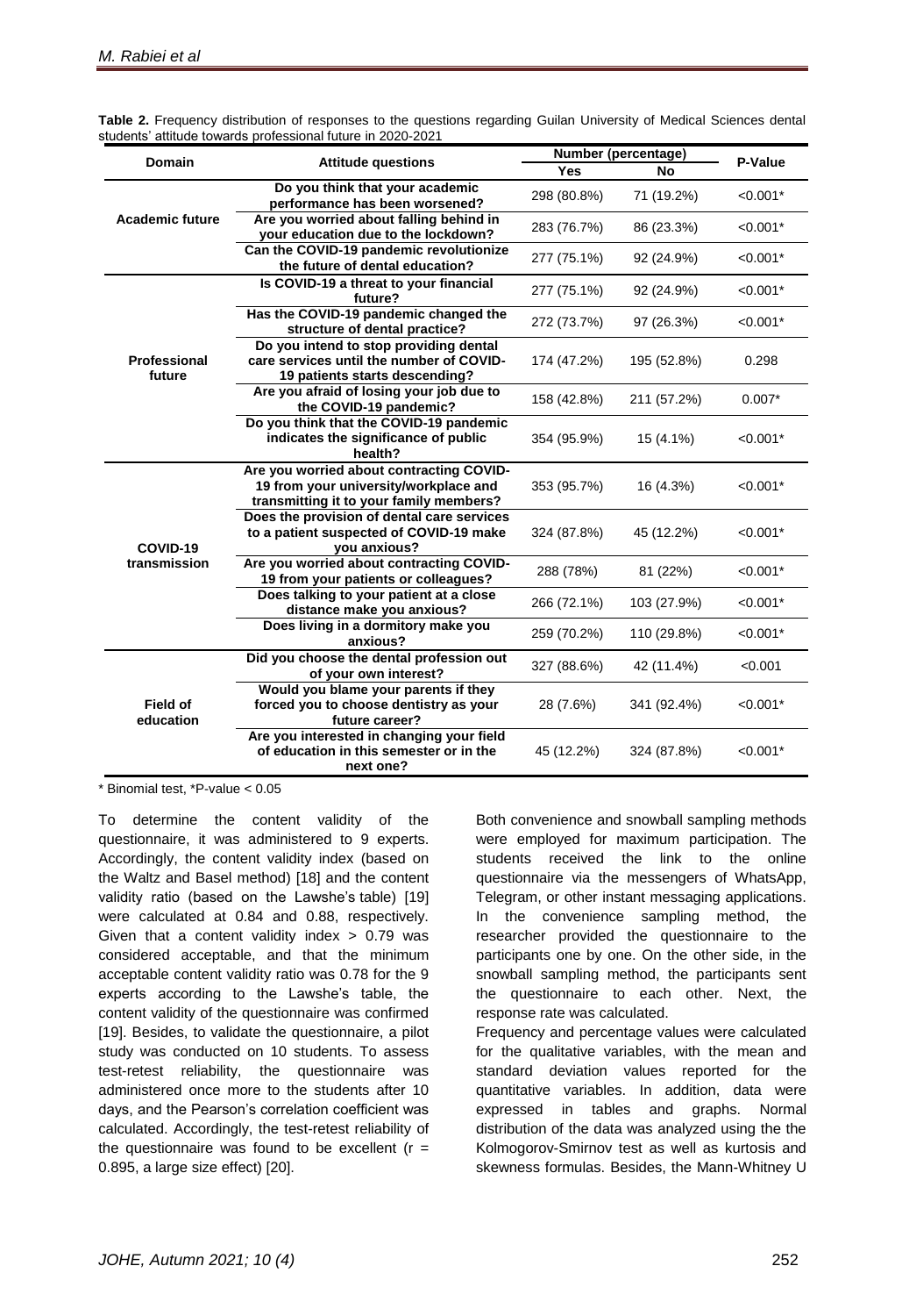**Table 2.** Frequency distribution of responses to the questions regarding Guilan University of Medical Sciences dental students' attitude towards professional future in 2020-2021

| Domain | Attitude questions | Number (percentage) | | P-Value |
|---|---|---|---|---|
| | | Yes | No | |
| Academic future | Do you think that your academic performance has been worsened? | 298 (80.8%) | 71 (19.2%) | <0.001* |
| | Are you worried about falling behind in your education due to the lockdown? | 283 (76.7%) | 86 (23.3%) | <0.001* |
| | Can the COVID-19 pandemic revolutionize the future of dental education? | 277 (75.1%) | 92 (24.9%) | <0.001* |
| Professional future | Is COVID-19 a threat to your financial future? | 277 (75.1%) | 92 (24.9%) | <0.001* |
| | Has the COVID-19 pandemic changed the structure of dental practice? | 272 (73.7%) | 97 (26.3%) | <0.001* |
| | Do you intend to stop providing dental care services until the number of COVID-19 patients starts descending? | 174 (47.2%) | 195 (52.8%) | 0.298 |
| | Are you afraid of losing your job due to the COVID-19 pandemic? | 158 (42.8%) | 211 (57.2%) | 0.007* |
| | Do you think that the COVID-19 pandemic indicates the significance of public health? | 354 (95.9%) | 15 (4.1%) | <0.001* |
| COVID-19 transmission | Are you worried about contracting COVID-19 from your university/workplace and transmitting it to your family members? | 353 (95.7%) | 16 (4.3%) | <0.001* |
| | Does the provision of dental care services to a patient suspected of COVID-19 make you anxious? | 324 (87.8%) | 45 (12.2%) | <0.001* |
| | Are you worried about contracting COVID-19 from your patients or colleagues? | 288 (78%) | 81 (22%) | <0.001* |
| | Does talking to your patient at a close distance make you anxious? | 266 (72.1%) | 103 (27.9%) | <0.001* |
| | Does living in a dormitory make you anxious? | 259 (70.2%) | 110 (29.8%) | <0.001* |
| Field of education | Did you choose the dental profession out of your own interest? | 327 (88.6%) | 42 (11.4%) | <0.001 |
| | Would you blame your parents if they forced you to choose dentistry as your future career? | 28 (7.6%) | 341 (92.4%) | <0.001* |
| | Are you interested in changing your field of education in this semester or in the next one? | 45 (12.2%) | 324 (87.8%) | <0.001* |

\* Binomial test, *P-value < 0.05

To determine the content validity of the questionnaire, it was administered to 9 experts. Accordingly, the content validity index (based on the Waltz and Basel method) [18] and the content validity ratio (based on the Lawshe's table) [19] were calculated at 0.84 and 0.88, respectively. Given that a content validity index > 0.79 was considered acceptable, and that the minimum acceptable content validity ratio was 0.78 for the 9 experts according to the Lawshe's table, the content validity of the questionnaire was confirmed [19]. Besides, to validate the questionnaire, a pilot study was conducted on 10 students. To assess test-retest reliability, the questionnaire was administered once more to the students after 10 days, and the Pearson's correlation coefficient was calculated. Accordingly, the test-retest reliability of the questionnaire was found to be excellent ($r = 0.895$, a large size effect) [20].

Both convenience and snowball sampling methods were employed for maximum participation. The students received the link to the online questionnaire via the messengers of WhatsApp, Telegram, or other instant messaging applications. In the convenience sampling method, the researcher provided the questionnaire to the participants one by one. On the other side, in the snowball sampling method, the participants sent the questionnaire to each other. Next, the response rate was calculated.

Frequency and percentage values were calculated for the qualitative variables, with the mean and standard deviation values reported for the quantitative variables. In addition, data were expressed in tables and graphs. Normal distribution of the data was analyzed using the the Kolmogorov-Smirnov test as well as kurtosis and skewness formulas. Besides, the Mann-Whitney U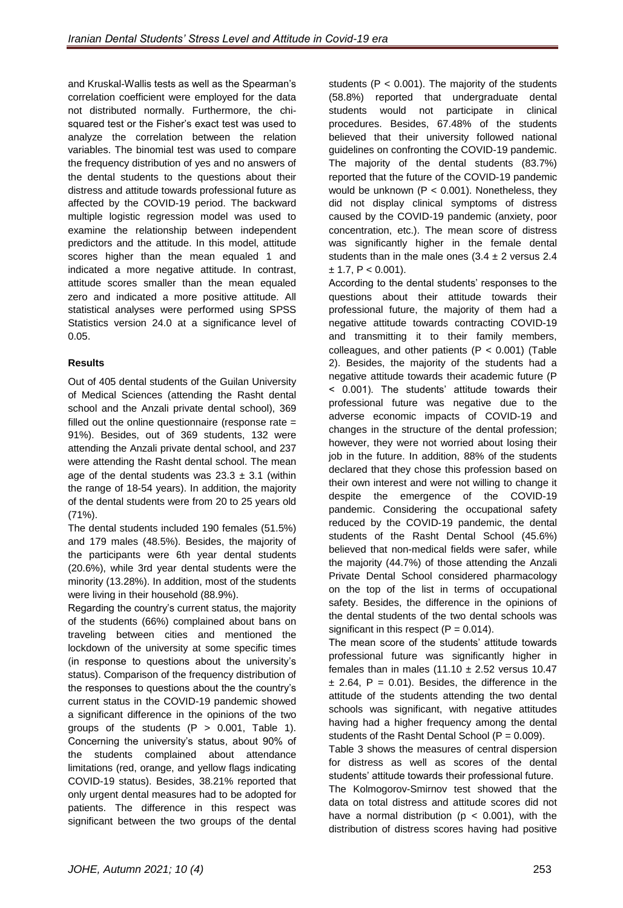and Kruskal-Wallis tests as well as the Spearman's correlation coefficient were employed for the data not distributed normally. Furthermore, the chi-squared test or the Fisher's exact test was used to analyze the correlation between the relation variables. The binomial test was used to compare the frequency distribution of yes and no answers of the dental students to the questions about their distress and attitude towards professional future as affected by the COVID-19 period. The backward multiple logistic regression model was used to examine the relationship between independent predictors and the attitude. In this model, attitude scores higher than the mean equaled 1 and indicated a more negative attitude. In contrast, attitude scores smaller than the mean equaled zero and indicated a more positive attitude. All statistical analyses were performed using SPSS Statistics version 24.0 at a significance level of 0.05.

## Results

Out of 405 dental students of the Guilan University of Medical Sciences (attending the Rasht dental school and the Anzali private dental school), 369 filled out the online questionnaire (response rate = 91%). Besides, out of 369 students, 132 were attending the Anzali private dental school, and 237 were attending the Rasht dental school. The mean age of the dental students was $23.3 \pm 3.1$ (within the range of 18-54 years). In addition, the majority of the dental students were from 20 to 25 years old (71%).

The dental students included 190 females (51.5%) and 179 males (48.5%). Besides, the majority of the participants were 6th year dental students (20.6%), while 3rd year dental students were the minority (13.28%). In addition, most of the students were living in their household (88.9%).

Regarding the country's current status, the majority of the students (66%) complained about bans on traveling between cities and mentioned the lockdown of the university at some specific times (in response to questions about the university's status). Comparison of the frequency distribution of the responses to questions about the the country's current status in the COVID-19 pandemic showed a significant difference in the opinions of the two groups of the students ($P > 0.001$, Table 1). Concerning the university's status, about 90% of the students complained about attendance limitations (red, orange, and yellow flags indicating COVID-19 status). Besides, 38.21% reported that only urgent dental measures had to be adopted for patients. The difference in this respect was significant between the two groups of the dental students ($P < 0.001$). The majority of the students (58.8%) reported that undergraduate dental students would not participate in clinical procedures. Besides, 67.48% of the students believed that their university followed national guidelines on confronting the COVID-19 pandemic. The majority of the dental students (83.7%) reported that the future of the COVID-19 pandemic would be unknown ($P < 0.001$). Nonetheless, they did not display clinical symptoms of distress caused by the COVID-19 pandemic (anxiety, poor concentration, etc.). The mean score of distress was significantly higher in the female dental students than in the male ones ($3.4 \pm 2$ versus $2.4 \pm 1.7$, $P < 0.001$).

According to the dental students' responses to the questions about their attitude towards their professional future, the majority of them had a negative attitude towards contracting COVID-19 and transmitting it to their family members, colleagues, and other patients ($P < 0.001$) (Table 2). Besides, the majority of the students had a negative attitude towards their academic future ($P < 0.001$). The students' attitude towards their professional future was negative due to the adverse economic impacts of COVID-19 and changes in the structure of the dental profession; however, they were not worried about losing their job in the future. In addition, 88% of the students declared that they chose this profession based on their own interest and were not willing to change it despite the emergence of the COVID-19 pandemic. Considering the occupational safety reduced by the COVID-19 pandemic, the dental students of the Rasht Dental School (45.6%) believed that non-medical fields were safer, while the majority (44.7%) of those attending the Anzali Private Dental School considered pharmacology on the top of the list in terms of occupational safety. Besides, the difference in the opinions of the dental students of the two dental schools was significant in this respect ($P = 0.014$).

The mean score of the students' attitude towards professional future was significantly higher in females than in males ($11.10 \pm 2.52$ versus $10.47 \pm 2.64$, $P = 0.01$). Besides, the difference in the attitude of the students attending the two dental schools was significant, with negative attitudes having had a higher frequency among the dental students of the Rasht Dental School ($P = 0.009$).

Table 3 shows the measures of central dispersion for distress as well as scores of the dental students' attitude towards their professional future.

The Kolmogorov-Smirnov test showed that the data on total distress and attitude scores did not have a normal distribution ($p < 0.001$), with the distribution of distress scores having had positive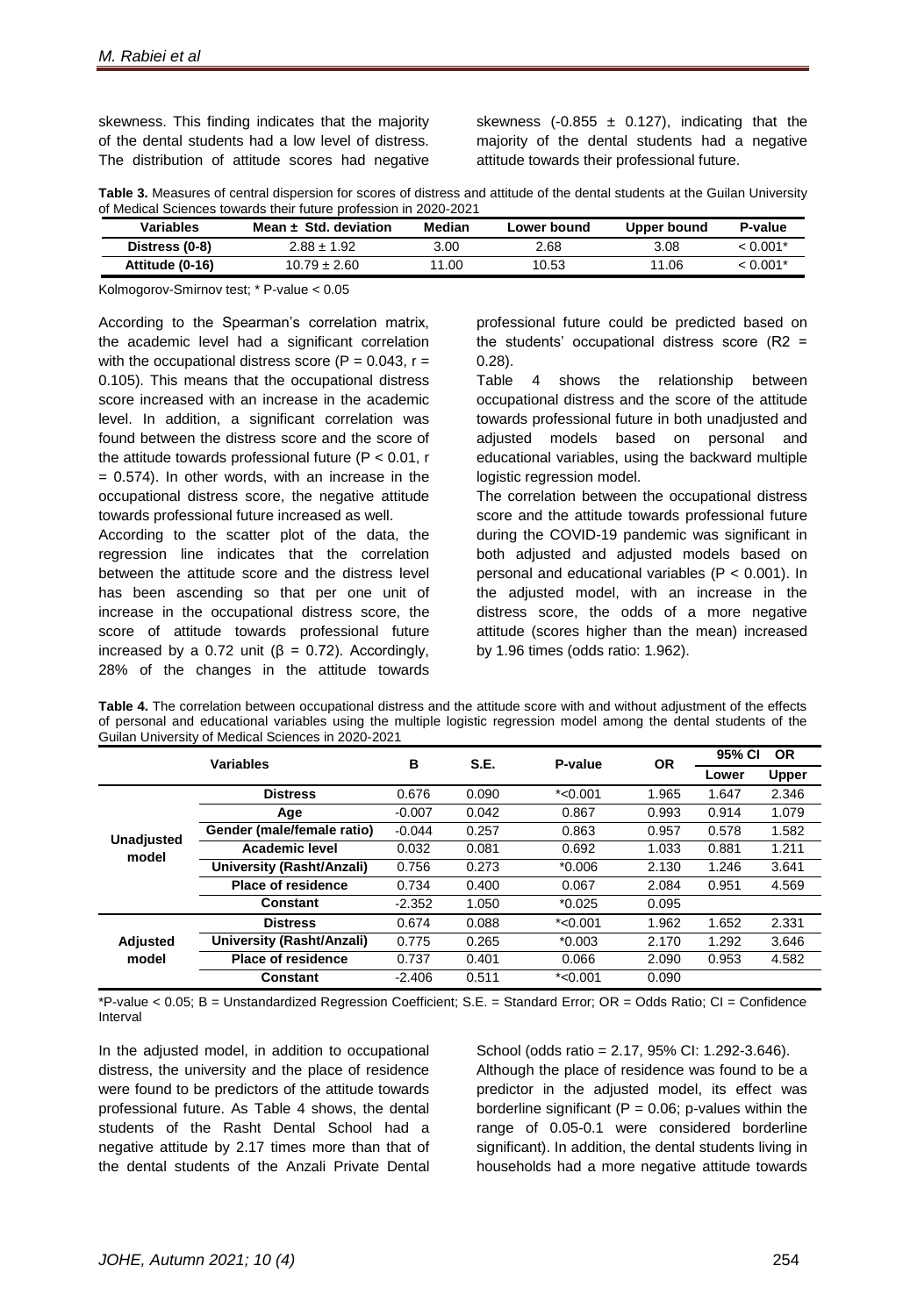skewness. This finding indicates that the majority of the dental students had a low level of distress. The distribution of attitude scores had negative skewness (-0.855 ± 0.127), indicating that the majority of the dental students had a negative attitude towards their professional future.

**Table 3.** Measures of central dispersion for scores of distress and attitude of the dental students at the Guilan University of Medical Sciences towards their future profession in 2020-2021

| Variables | Mean ± Std. deviation | Median | Lower bound | Upper bound | P-value |
|---|---|---|---|---|---|
| **Distress (0-8)** | 2.88 ± 1.92 | 3.00 | 2.68 | 3.08 | < 0.001* |
| **Attitude (0-16)** | 10.79 ± 2.60 | 11.00 | 10.53 | 11.06 | < 0.001* |

Kolmogorov-Smirnov test; * P-value < 0.05

According to the Spearman's correlation matrix, the academic level had a significant correlation with the occupational distress score (P = 0.043, r = 0.105). This means that the occupational distress score increased with an increase in the academic level. In addition, a significant correlation was found between the distress score and the score of the attitude towards professional future (P < 0.01, r = 0.574). In other words, with an increase in the occupational distress score, the negative attitude towards professional future increased as well.

According to the scatter plot of the data, the regression line indicates that the correlation between the attitude score and the distress level has been ascending so that per one unit of increase in the occupational distress score, the score of attitude towards professional future increased by a 0.72 unit (β = 0.72). Accordingly, 28% of the changes in the attitude towards professional future could be predicted based on the students' occupational distress score (R2 = 0.28).

Table 4 shows the relationship between occupational distress and the score of the attitude towards professional future in both unadjusted and adjusted models based on personal and educational variables, using the backward multiple logistic regression model.

The correlation between the occupational distress score and the attitude towards professional future during the COVID-19 pandemic was significant in both adjusted and adjusted models based on personal and educational variables (P < 0.001). In the adjusted model, with an increase in the distress score, the odds of a more negative attitude (scores higher than the mean) increased by 1.96 times (odds ratio: 1.962).

**Table 4.** The correlation between occupational distress and the attitude score with and without adjustment of the effects of personal and educational variables using the multiple logistic regression model among the dental students of the Guilan University of Medical Sciences in 2020-2021

| | Variables | B | S.E. | P-value | OR | 95% CI OR Lower | 95% CI OR Upper |
|---|---|---|---|---|---|---|---|
| **Unadjusted model** | **Distress** | 0.676 | 0.090 | *<0.001 | 1.965 | 1.647 | 2.346 |
| | **Age** | -0.007 | 0.042 | 0.867 | 0.993 | 0.914 | 1.079 |
| | **Gender (male/female ratio)** | -0.044 | 0.257 | 0.863 | 0.957 | 0.578 | 1.582 |
| | **Academic level** | 0.032 | 0.081 | 0.692 | 1.033 | 0.881 | 1.211 |
| | **University (Rasht/Anzali)** | 0.756 | 0.273 | *0.006 | 2.130 | 1.246 | 3.641 |
| | **Place of residence** | 0.734 | 0.400 | 0.067 | 2.084 | 0.951 | 4.569 |
| | **Constant** | -2.352 | 1.050 | *0.025 | 0.095 | | |
| **Adjusted model** | **Distress** | 0.674 | 0.088 | *<0.001 | 1.962 | 1.652 | 2.331 |
| | **University (Rasht/Anzali)** | 0.775 | 0.265 | *0.003 | 2.170 | 1.292 | 3.646 |
| | **Place of residence** | 0.737 | 0.401 | 0.066 | 2.090 | 0.953 | 4.582 |
| | **Constant** | -2.406 | 0.511 | *<0.001 | 0.090 | | |

*P-value < 0.05; B = Unstandardized Regression Coefficient; S.E. = Standard Error; OR = Odds Ratio; CI = Confidence Interval

In the adjusted model, in addition to occupational distress, the university and the place of residence were found to be predictors of the attitude towards professional future. As Table 4 shows, the dental students of the Rasht Dental School had a negative attitude by 2.17 times more than that of the dental students of the Anzali Private Dental School (odds ratio = 2.17, 95% CI: 1.292-3.646).

Although the place of residence was found to be a predictor in the adjusted model, its effect was borderline significant (P = 0.06; p-values within the range of 0.05-0.1 were considered borderline significant). In addition, the dental students living in households had a more negative attitude towards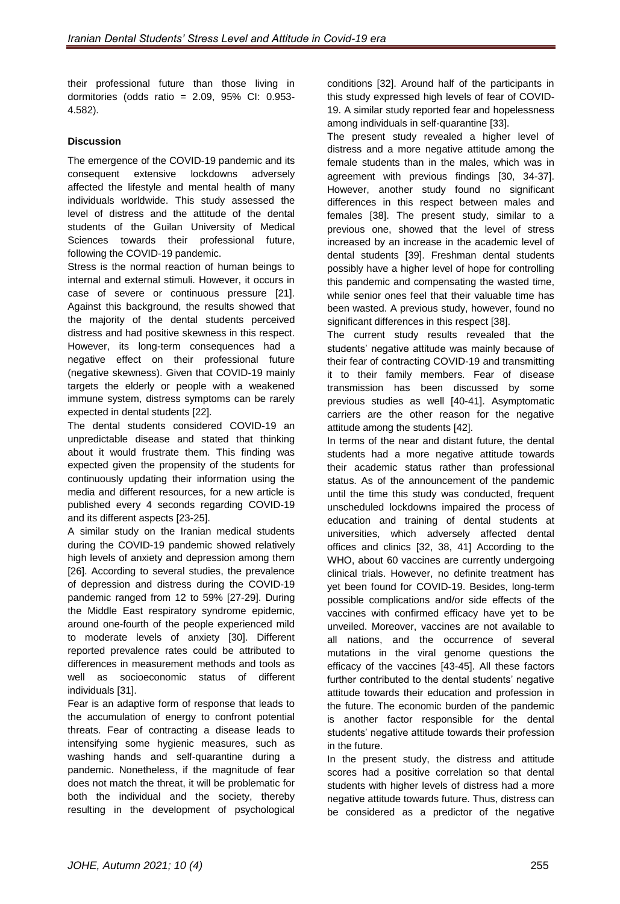their professional future than those living in dormitories (odds ratio = 2.09, 95% CI: 0.953-4.582).

## Discussion

The emergence of the COVID-19 pandemic and its consequent extensive lockdowns adversely affected the lifestyle and mental health of many individuals worldwide. This study assessed the level of distress and the attitude of the dental students of the Guilan University of Medical Sciences towards their professional future, following the COVID-19 pandemic.

Stress is the normal reaction of human beings to internal and external stimuli. However, it occurs in case of severe or continuous pressure [21]. Against this background, the results showed that the majority of the dental students perceived distress and had positive skewness in this respect. However, its long-term consequences had a negative effect on their professional future (negative skewness). Given that COVID-19 mainly targets the elderly or people with a weakened immune system, distress symptoms can be rarely expected in dental students [22].

The dental students considered COVID-19 an unpredictable disease and stated that thinking about it would frustrate them. This finding was expected given the propensity of the students for continuously updating their information using the media and different resources, for a new article is published every 4 seconds regarding COVID-19 and its different aspects [23-25].

A similar study on the Iranian medical students during the COVID-19 pandemic showed relatively high levels of anxiety and depression among them [26]. According to several studies, the prevalence of depression and distress during the COVID-19 pandemic ranged from 12 to 59% [27-29]. During the Middle East respiratory syndrome epidemic, around one-fourth of the people experienced mild to moderate levels of anxiety [30]. Different reported prevalence rates could be attributed to differences in measurement methods and tools as well as socioeconomic status of different individuals [31].

Fear is an adaptive form of response that leads to the accumulation of energy to confront potential threats. Fear of contracting a disease leads to intensifying some hygienic measures, such as washing hands and self-quarantine during a pandemic. Nonetheless, if the magnitude of fear does not match the threat, it will be problematic for both the individual and the society, thereby resulting in the development of psychological conditions [32]. Around half of the participants in this study expressed high levels of fear of COVID-19. A similar study reported fear and hopelessness among individuals in self-quarantine [33].

The present study revealed a higher level of distress and a more negative attitude among the female students than in the males, which was in agreement with previous findings [30, 34-37]. However, another study found no significant differences in this respect between males and females [38]. The present study, similar to a previous one, showed that the level of stress increased by an increase in the academic level of dental students [39]. Freshman dental students possibly have a higher level of hope for controlling this pandemic and compensating the wasted time, while senior ones feel that their valuable time has been wasted. A previous study, however, found no significant differences in this respect [38].

The current study results revealed that the students' negative attitude was mainly because of their fear of contracting COVID-19 and transmitting it to their family members. Fear of disease transmission has been discussed by some previous studies as well [40-41]. Asymptomatic carriers are the other reason for the negative attitude among the students [42].

In terms of the near and distant future, the dental students had a more negative attitude towards their academic status rather than professional status. As of the announcement of the pandemic until the time this study was conducted, frequent unscheduled lockdowns impaired the process of education and training of dental students at universities, which adversely affected dental offices and clinics [32, 38, 41] According to the WHO, about 60 vaccines are currently undergoing clinical trials. However, no definite treatment has yet been found for COVID-19. Besides, long-term possible complications and/or side effects of the vaccines with confirmed efficacy have yet to be unveiled. Moreover, vaccines are not available to all nations, and the occurrence of several mutations in the viral genome questions the efficacy of the vaccines [43-45]. All these factors further contributed to the dental students' negative attitude towards their education and profession in the future. The economic burden of the pandemic is another factor responsible for the dental students' negative attitude towards their profession in the future.

In the present study, the distress and attitude scores had a positive correlation so that dental students with higher levels of distress had a more negative attitude towards future. Thus, distress can be considered as a predictor of the negative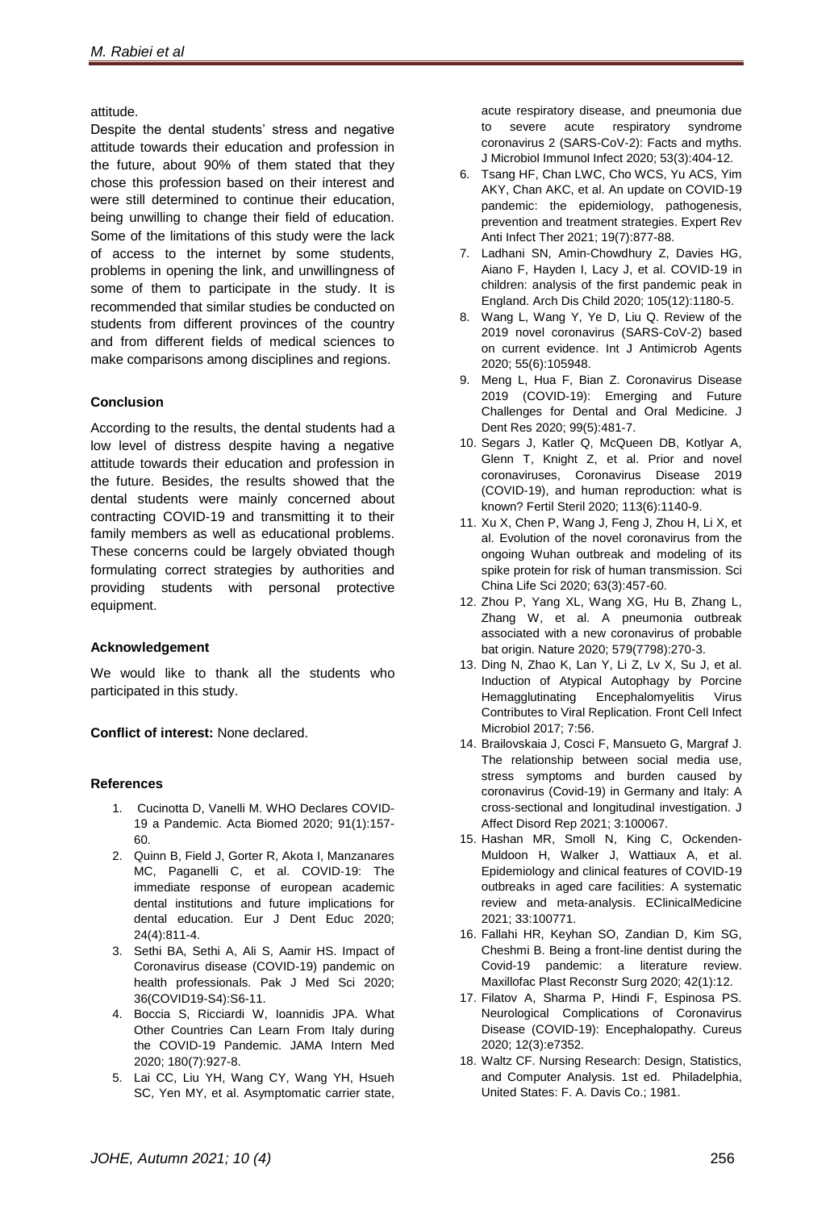attitude.

Despite the dental students' stress and negative attitude towards their education and profession in the future, about 90% of them stated that they chose this profession based on their interest and were still determined to continue their education, being unwilling to change their field of education. Some of the limitations of this study were the lack of access to the internet by some students, problems in opening the link, and unwillingness of some of them to participate in the study. It is recommended that similar studies be conducted on students from different provinces of the country and from different fields of medical sciences to make comparisons among disciplines and regions.

### Conclusion

According to the results, the dental students had a low level of distress despite having a negative attitude towards their education and profession in the future. Besides, the results showed that the dental students were mainly concerned about contracting COVID-19 and transmitting it to their family members as well as educational problems. These concerns could be largely obviated though formulating correct strategies by authorities and providing students with personal protective equipment.

### Acknowledgement

We would like to thank all the students who participated in this study.

**Conflict of interest:** None declared.

### References

1. Cucinotta D, Vanelli M. WHO Declares COVID-19 a Pandemic. Acta Biomed 2020; 91(1):157-60.
2. Quinn B, Field J, Gorter R, Akota I, Manzanares MC, Paganelli C, et al. COVID-19: The immediate response of european academic dental institutions and future implications for dental education. Eur J Dent Educ 2020; 24(4):811-4.
3. Sethi BA, Sethi A, Ali S, Aamir HS. Impact of Coronavirus disease (COVID-19) pandemic on health professionals. Pak J Med Sci 2020; 36(COVID19-S4):S6-11.
4. Boccia S, Ricciardi W, Ioannidis JPA. What Other Countries Can Learn From Italy during the COVID-19 Pandemic. JAMA Intern Med 2020; 180(7):927-8.
5. Lai CC, Liu YH, Wang CY, Wang YH, Hsueh SC, Yen MY, et al. Asymptomatic carrier state, acute respiratory disease, and pneumonia due to severe acute respiratory syndrome coronavirus 2 (SARS-CoV-2): Facts and myths. J Microbiol Immunol Infect 2020; 53(3):404-12.
6. Tsang HF, Chan LWC, Cho WCS, Yu ACS, Yim AKY, Chan AKC, et al. An update on COVID-19 pandemic: the epidemiology, pathogenesis, prevention and treatment strategies. Expert Rev Anti Infect Ther 2021; 19(7):877-88.
7. Ladhani SN, Amin-Chowdhury Z, Davies HG, Aiano F, Hayden I, Lacy J, et al. COVID-19 in children: analysis of the first pandemic peak in England. Arch Dis Child 2020; 105(12):1180-5.
8. Wang L, Wang Y, Ye D, Liu Q. Review of the 2019 novel coronavirus (SARS-CoV-2) based on current evidence. Int J Antimicrob Agents 2020; 55(6):105948.
9. Meng L, Hua F, Bian Z. Coronavirus Disease 2019 (COVID-19): Emerging and Future Challenges for Dental and Oral Medicine. J Dent Res 2020; 99(5):481-7.
10. Segars J, Katler Q, McQueen DB, Kotlyar A, Glenn T, Knight Z, et al. Prior and novel coronaviruses, Coronavirus Disease 2019 (COVID-19), and human reproduction: what is known? Fertil Steril 2020; 113(6):1140-9.
11. Xu X, Chen P, Wang J, Feng J, Zhou H, Li X, et al. Evolution of the novel coronavirus from the ongoing Wuhan outbreak and modeling of its spike protein for risk of human transmission. Sci China Life Sci 2020; 63(3):457-60.
12. Zhou P, Yang XL, Wang XG, Hu B, Zhang L, Zhang W, et al. A pneumonia outbreak associated with a new coronavirus of probable bat origin. Nature 2020; 579(7798):270-3.
13. Ding N, Zhao K, Lan Y, Li Z, Lv X, Su J, et al. Induction of Atypical Autophagy by Porcine Hemagglutinating Encephalomyelitis Virus Contributes to Viral Replication. Front Cell Infect Microbiol 2017; 7:56.
14. Brailovskaia J, Cosci F, Mansueto G, Margraf J. The relationship between social media use, stress symptoms and burden caused by coronavirus (Covid-19) in Germany and Italy: A cross-sectional and longitudinal investigation. J Affect Disord Rep 2021; 3:100067.
15. Hashan MR, Smoll N, King C, Ockenden-Muldoon H, Walker J, Wattiaux A, et al. Epidemiology and clinical features of COVID-19 outbreaks in aged care facilities: A systematic review and meta-analysis. EClinicalMedicine 2021; 33:100771.
16. Fallahi HR, Keyhan SO, Zandian D, Kim SG, Cheshmi B. Being a front-line dentist during the Covid-19 pandemic: a literature review. Maxillofac Plast Reconstr Surg 2020; 42(1):12.
17. Filatov A, Sharma P, Hindi F, Espinosa PS. Neurological Complications of Coronavirus Disease (COVID-19): Encephalopathy. Cureus 2020; 12(3):e7352.
18. Waltz CF. Nursing Research: Design, Statistics, and Computer Analysis. 1st ed. Philadelphia, United States: F. A. Davis Co.; 1981.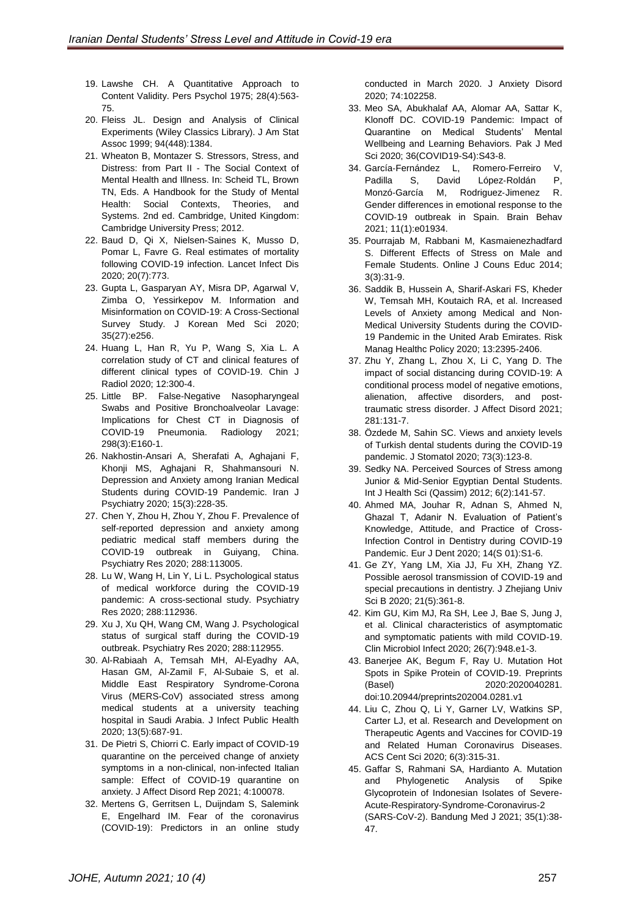19. Lawshe CH. A Quantitative Approach to Content Validity. Pers Psychol 1975; 28(4):563-75.
20. Fleiss JL. Design and Analysis of Clinical Experiments (Wiley Classics Library). J Am Stat Assoc 1999; 94(448):1384.
21. Wheaton B, Montazer S. Stressors, Stress, and Distress: from Part II - The Social Context of Mental Health and Illness. In: Scheid TL, Brown TN, Eds. A Handbook for the Study of Mental Health: Social Contexts, Theories, and Systems. 2nd ed. Cambridge, United Kingdom: Cambridge University Press; 2012.
22. Baud D, Qi X, Nielsen-Saines K, Musso D, Pomar L, Favre G. Real estimates of mortality following COVID-19 infection. Lancet Infect Dis 2020; 20(7):773.
23. Gupta L, Gasparyan AY, Misra DP, Agarwal V, Zimba O, Yessirkepov M. Information and Misinformation on COVID-19: A Cross-Sectional Survey Study. J Korean Med Sci 2020; 35(27):e256.
24. Huang L, Han R, Yu P, Wang S, Xia L. A correlation study of CT and clinical features of different clinical types of COVID-19. Chin J Radiol 2020; 12:300-4.
25. Little BP. False-Negative Nasopharyngeal Swabs and Positive Bronchoalveolar Lavage: Implications for Chest CT in Diagnosis of COVID-19 Pneumonia. Radiology 2021; 298(3):E160-1.
26. Nakhostin-Ansari A, Sherafati A, Aghajani F, Khonji MS, Aghajani R, Shahmansouri N. Depression and Anxiety among Iranian Medical Students during COVID-19 Pandemic. Iran J Psychiatry 2020; 15(3):228-35.
27. Chen Y, Zhou H, Zhou Y, Zhou F. Prevalence of self-reported depression and anxiety among pediatric medical staff members during the COVID-19 outbreak in Guiyang, China. Psychiatry Res 2020; 288:113005.
28. Lu W, Wang H, Lin Y, Li L. Psychological status of medical workforce during the COVID-19 pandemic: A cross-sectional study. Psychiatry Res 2020; 288:112936.
29. Xu J, Xu QH, Wang CM, Wang J. Psychological status of surgical staff during the COVID-19 outbreak. Psychiatry Res 2020; 288:112955.
30. Al-Rabiaah A, Temsah MH, Al-Eyadhy AA, Hasan GM, Al-Zamil F, Al-Subaie S, et al. Middle East Respiratory Syndrome-Corona Virus (MERS-CoV) associated stress among medical students at a university teaching hospital in Saudi Arabia. J Infect Public Health 2020; 13(5):687-91.
31. De Pietri S, Chiorri C. Early impact of COVID-19 quarantine on the perceived change of anxiety symptoms in a non-clinical, non-infected Italian sample: Effect of COVID-19 quarantine on anxiety. J Affect Disord Rep 2021; 4:100078.
32. Mertens G, Gerritsen L, Duijndam S, Salemink E, Engelhard IM. Fear of the coronavirus (COVID-19): Predictors in an online study conducted in March 2020. J Anxiety Disord 2020; 74:102258.
33. Meo SA, Abukhalaf AA, Alomar AA, Sattar K, Klonoff DC. COVID-19 Pandemic: Impact of Quarantine on Medical Students' Mental Wellbeing and Learning Behaviors. Pak J Med Sci 2020; 36(COVID19-S4):S43-8.
34. García-Fernández L, Romero-Ferreiro V, Padilla S, David López-Roldán P, Monzó-García M, Rodriguez-Jimenez R. Gender differences in emotional response to the COVID-19 outbreak in Spain. Brain Behav 2021; 11(1):e01934.
35. Pourrajab M, Rabbani M, Kasmaienezhadfard S. Different Effects of Stress on Male and Female Students. Online J Couns Educ 2014; 3(3):31-9.
36. Saddik B, Hussein A, Sharif-Askari FS, Kheder W, Temsah MH, Koutaich RA, et al. Increased Levels of Anxiety among Medical and Non-Medical University Students during the COVID-19 Pandemic in the United Arab Emirates. Risk Manag Healthc Policy 2020; 13:2395-2406.
37. Zhu Y, Zhang L, Zhou X, Li C, Yang D. The impact of social distancing during COVID-19: A conditional process model of negative emotions, alienation, affective disorders, and post-traumatic stress disorder. J Affect Disord 2021; 281:131-7.
38. Özdede M, Sahin SC. Views and anxiety levels of Turkish dental students during the COVID-19 pandemic. J Stomatol 2020; 73(3):123-8.
39. Sedky NA. Perceived Sources of Stress among Junior & Mid-Senior Egyptian Dental Students. Int J Health Sci (Qassim) 2012; 6(2):141-57.
40. Ahmed MA, Jouhar R, Adnan S, Ahmed N, Ghazal T, Adanir N. Evaluation of Patient's Knowledge, Attitude, and Practice of Cross-Infection Control in Dentistry during COVID-19 Pandemic. Eur J Dent 2020; 14(S 01):S1-6.
41. Ge ZY, Yang LM, Xia JJ, Fu XH, Zhang YZ. Possible aerosol transmission of COVID-19 and special precautions in dentistry. J Zhejiang Univ Sci B 2020; 21(5):361-8.
42. Kim GU, Kim MJ, Ra SH, Lee J, Bae S, Jung J, et al. Clinical characteristics of asymptomatic and symptomatic patients with mild COVID-19. Clin Microbiol Infect 2020; 26(7):948.e1-3.
43. Banerjee AK, Begum F, Ray U. Mutation Hot Spots in Spike Protein of COVID-19. Preprints (Basel) 2020:2020040281. doi:10.20944/preprints202004.0281.v1
44. Liu C, Zhou Q, Li Y, Garner LV, Watkins SP, Carter LJ, et al. Research and Development on Therapeutic Agents and Vaccines for COVID-19 and Related Human Coronavirus Diseases. ACS Cent Sci 2020; 6(3):315-31.
45. Gaffar S, Rahmani SA, Hardianto A. Mutation and Phylogenetic Analysis of Spike Glycoprotein of Indonesian Isolates of Severe-Acute-Respiratory-Syndrome-Coronavirus-2 (SARS-CoV-2). Bandung Med J 2021; 35(1):38-47.